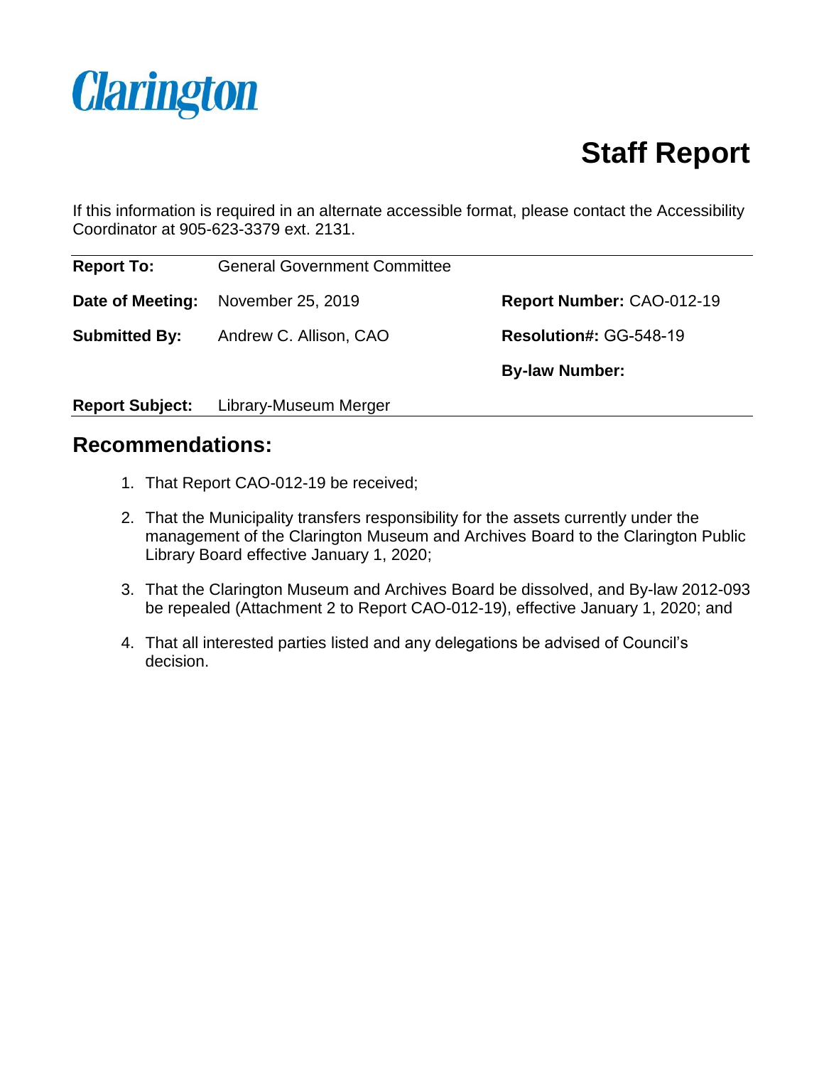Clarington

# Staff Report

If this information is required in an alternate accessible format, please contact the Accessibility Coordinator at 905-623-3379 ext. 2131.

**Report To:** General Government Committee

**Date of Meeting:** November 25, 2019

**Report Number:** CAO-012-19

**Submitted By:** Andrew C. Allison, CAO

**Resolution#:** GG-548-19

**By-law Number:**

**Report Subject:** Library-Museum Merger

## Recommendations:

1. That Report CAO-012-19 be received;
2. That the Municipality transfers responsibility for the assets currently under the management of the Clarington Museum and Archives Board to the Clarington Public Library Board effective January 1, 2020;
3. That the Clarington Museum and Archives Board be dissolved, and By-law 2012-093 be repealed (Attachment 2 to Report CAO-012-19), effective January 1, 2020; and
4. That all interested parties listed and any delegations be advised of Council's decision.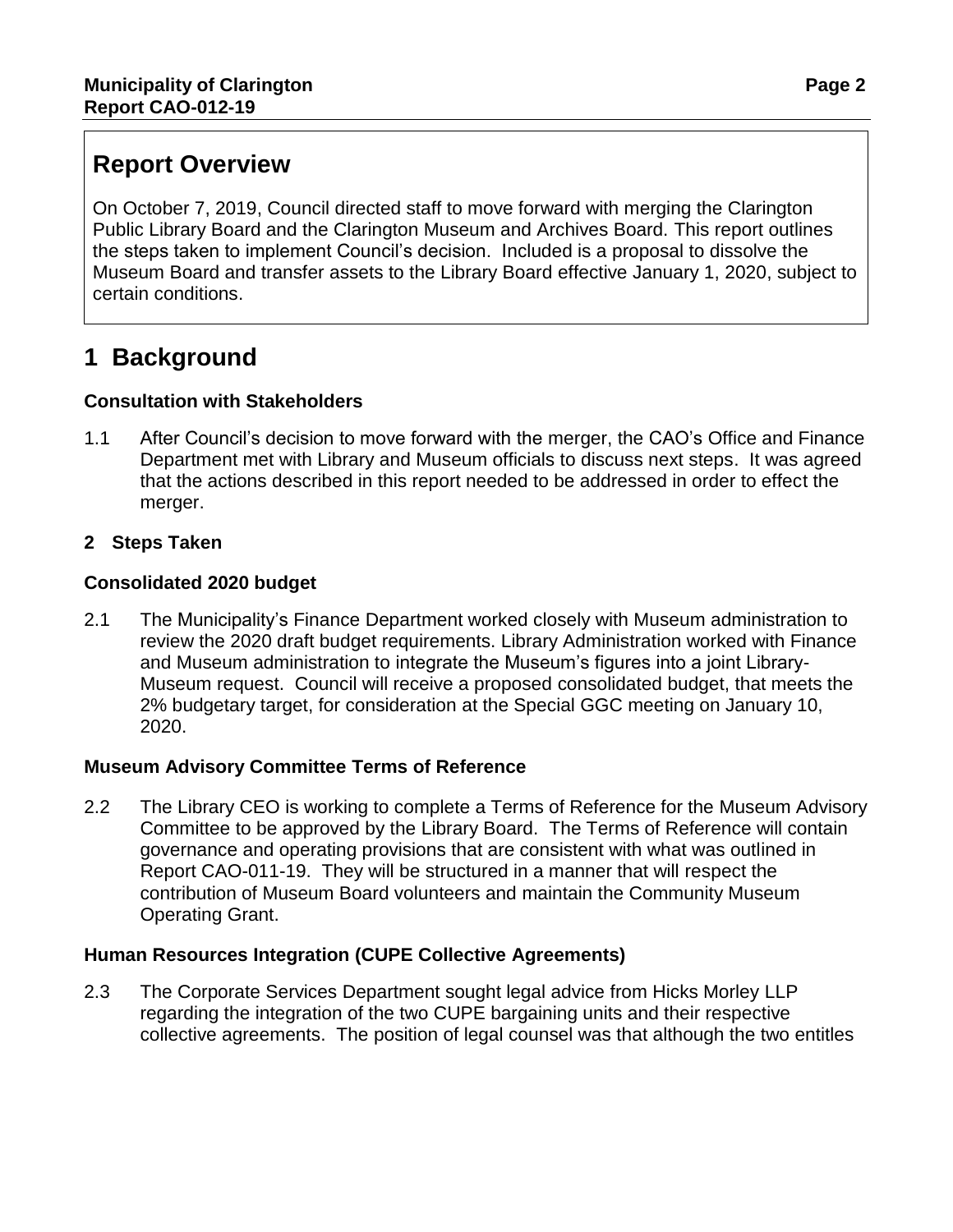## Report Overview

On October 7, 2019, Council directed staff to move forward with merging the Clarington Public Library Board and the Clarington Museum and Archives Board. This report outlines the steps taken to implement Council's decision. Included is a proposal to dissolve the Museum Board and transfer assets to the Library Board effective January 1, 2020, subject to certain conditions.

# 1 Background

### Consultation with Stakeholders

1.1 After Council's decision to move forward with the merger, the CAO's Office and Finance Department met with Library and Museum officials to discuss next steps. It was agreed that the actions described in this report needed to be addressed in order to effect the merger.

## 2 Steps Taken

### Consolidated 2020 budget

2.1 The Municipality's Finance Department worked closely with Museum administration to review the 2020 draft budget requirements. Library Administration worked with Finance and Museum administration to integrate the Museum's figures into a joint Library-Museum request. Council will receive a proposed consolidated budget, that meets the 2% budgetary target, for consideration at the Special GGC meeting on January 10, 2020.

### Museum Advisory Committee Terms of Reference

2.2 The Library CEO is working to complete a Terms of Reference for the Museum Advisory Committee to be approved by the Library Board. The Terms of Reference will contain governance and operating provisions that are consistent with what was outlined in Report CAO-011-19. They will be structured in a manner that will respect the contribution of Museum Board volunteers and maintain the Community Museum Operating Grant.

### Human Resources Integration (CUPE Collective Agreements)

2.3 The Corporate Services Department sought legal advice from Hicks Morley LLP regarding the integration of the two CUPE bargaining units and their respective collective agreements. The position of legal counsel was that although the two entitles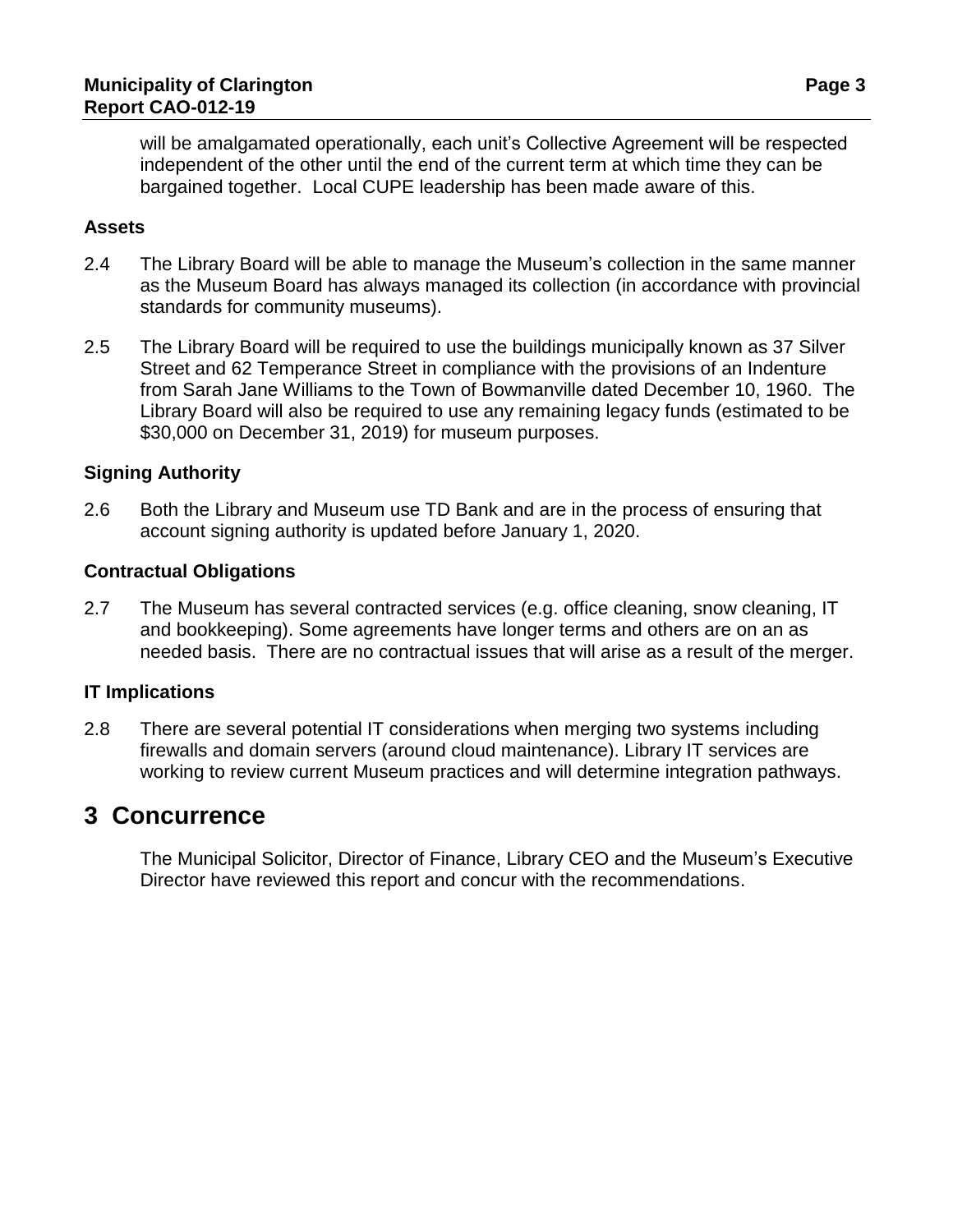will be amalgamated operationally, each unit's Collective Agreement will be respected independent of the other until the end of the current term at which time they can be bargained together. Local CUPE leadership has been made aware of this.

### Assets

2.4 The Library Board will be able to manage the Museum's collection in the same manner as the Museum Board has always managed its collection (in accordance with provincial standards for community museums).

2.5 The Library Board will be required to use the buildings municipally known as 37 Silver Street and 62 Temperance Street in compliance with the provisions of an Indenture from Sarah Jane Williams to the Town of Bowmanville dated December 10, 1960. The Library Board will also be required to use any remaining legacy funds (estimated to be $30,000 on December 31, 2019) for museum purposes.

### Signing Authority

2.6 Both the Library and Museum use TD Bank and are in the process of ensuring that account signing authority is updated before January 1, 2020.

### Contractual Obligations

2.7 The Museum has several contracted services (e.g. office cleaning, snow cleaning, IT and bookkeeping). Some agreements have longer terms and others are on an as needed basis. There are no contractual issues that will arise as a result of the merger.

### IT Implications

2.8 There are several potential IT considerations when merging two systems including firewalls and domain servers (around cloud maintenance). Library IT services are working to review current Museum practices and will determine integration pathways.

# 3 Concurrence

The Municipal Solicitor, Director of Finance, Library CEO and the Museum's Executive Director have reviewed this report and concur with the recommendations.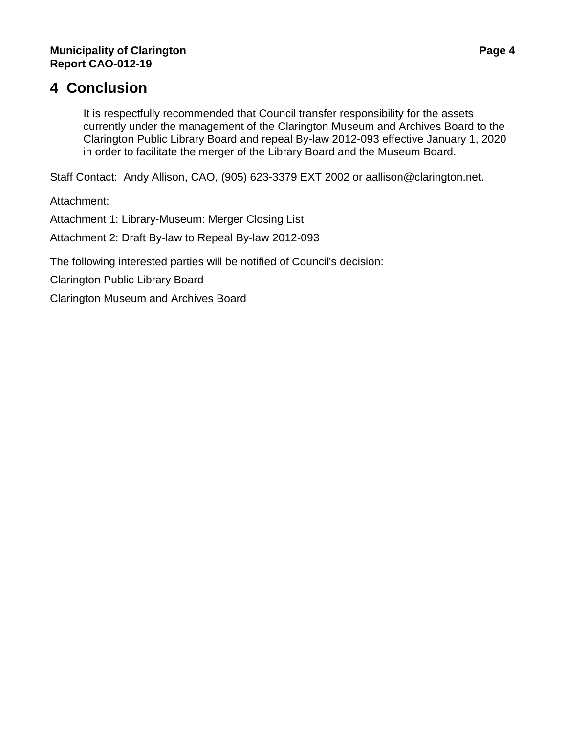## 4 Conclusion

It is respectfully recommended that Council transfer responsibility for the assets currently under the management of the Clarington Museum and Archives Board to the Clarington Public Library Board and repeal By-law 2012-093 effective January 1, 2020 in order to facilitate the merger of the Library Board and the Museum Board.

---

Staff Contact: Andy Allison, CAO, (905) 623-3379 EXT 2002 or aallison@clarington.net.

Attachment:

Attachment 1: Library-Museum: Merger Closing List

Attachment 2: Draft By-law to Repeal By-law 2012-093

The following interested parties will be notified of Council's decision:

Clarington Public Library Board

Clarington Museum and Archives Board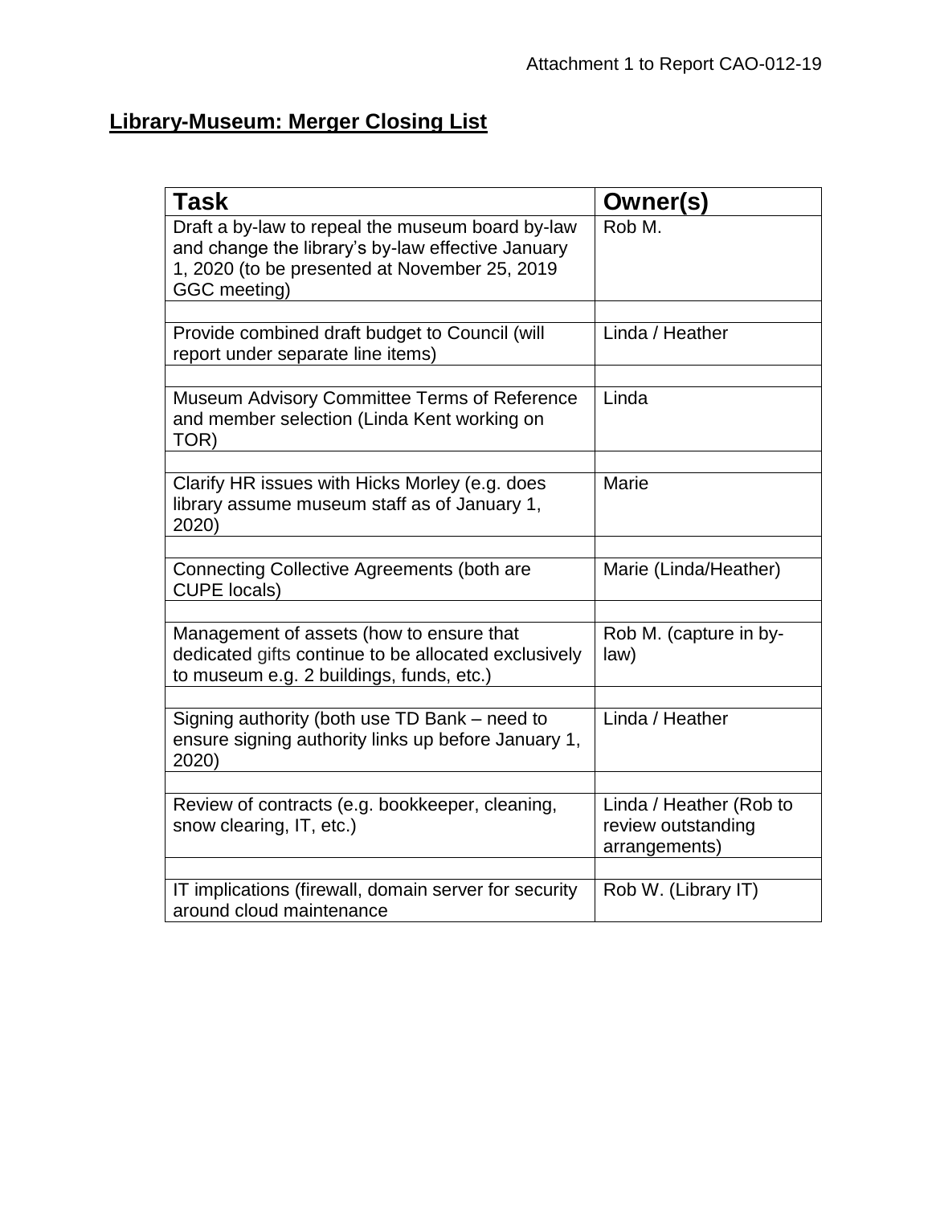Attachment 1 to Report CAO-012-19

## Library-Museum: Merger Closing List

| Task | Owner(s) |
|---|---|
| Draft a by-law to repeal the museum board by-law and change the library's by-law effective January 1, 2020 (to be presented at November 25, 2019 GGC meeting) | Rob M. |
| | |
| Provide combined draft budget to Council (will report under separate line items) | Linda / Heather |
| | |
| Museum Advisory Committee Terms of Reference and member selection (Linda Kent working on TOR) | Linda |
| | |
| Clarify HR issues with Hicks Morley (e.g. does library assume museum staff as of January 1, 2020) | Marie |
| | |
| Connecting Collective Agreements (both are CUPE locals) | Marie (Linda/Heather) |
| | |
| Management of assets (how to ensure that dedicated gifts continue to be allocated exclusively to museum e.g. 2 buildings, funds, etc.) | Rob M. (capture in by-law) |
| | |
| Signing authority (both use TD Bank – need to ensure signing authority links up before January 1, 2020) | Linda / Heather |
| | |
| Review of contracts (e.g. bookkeeper, cleaning, snow clearing, IT, etc.) | Linda / Heather (Rob to review outstanding arrangements) |
| | |
| IT implications (firewall, domain server for security around cloud maintenance | Rob W. (Library IT) |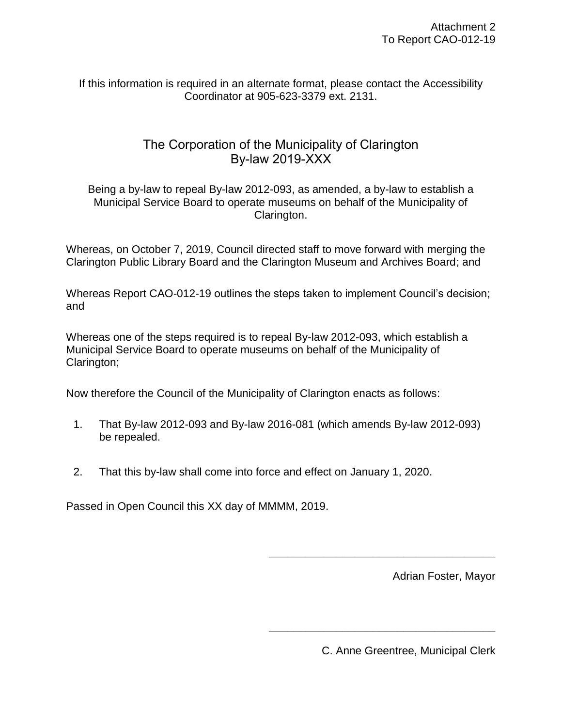Attachment 2
To Report CAO-012-19

If this information is required in an alternate format, please contact the Accessibility Coordinator at 905-623-3379 ext. 2131.

# The Corporation of the Municipality of Clarington
# By-law 2019-XXX

Being a by-law to repeal By-law 2012-093, as amended, a by-law to establish a Municipal Service Board to operate museums on behalf of the Municipality of Clarington.

Whereas, on October 7, 2019, Council directed staff to move forward with merging the Clarington Public Library Board and the Clarington Museum and Archives Board; and

Whereas Report CAO-012-19 outlines the steps taken to implement Council's decision; and

Whereas one of the steps required is to repeal By-law 2012-093, which establish a Municipal Service Board to operate museums on behalf of the Municipality of Clarington;

Now therefore the Council of the Municipality of Clarington enacts as follows:

1. That By-law 2012-093 and By-law 2016-081 (which amends By-law 2012-093) be repealed.

2. That this by-law shall come into force and effect on January 1, 2020.

Passed in Open Council this XX day of MMMM, 2019.

_____________________________________

Adrian Foster, Mayor

_____________________________________

C. Anne Greentree, Municipal Clerk